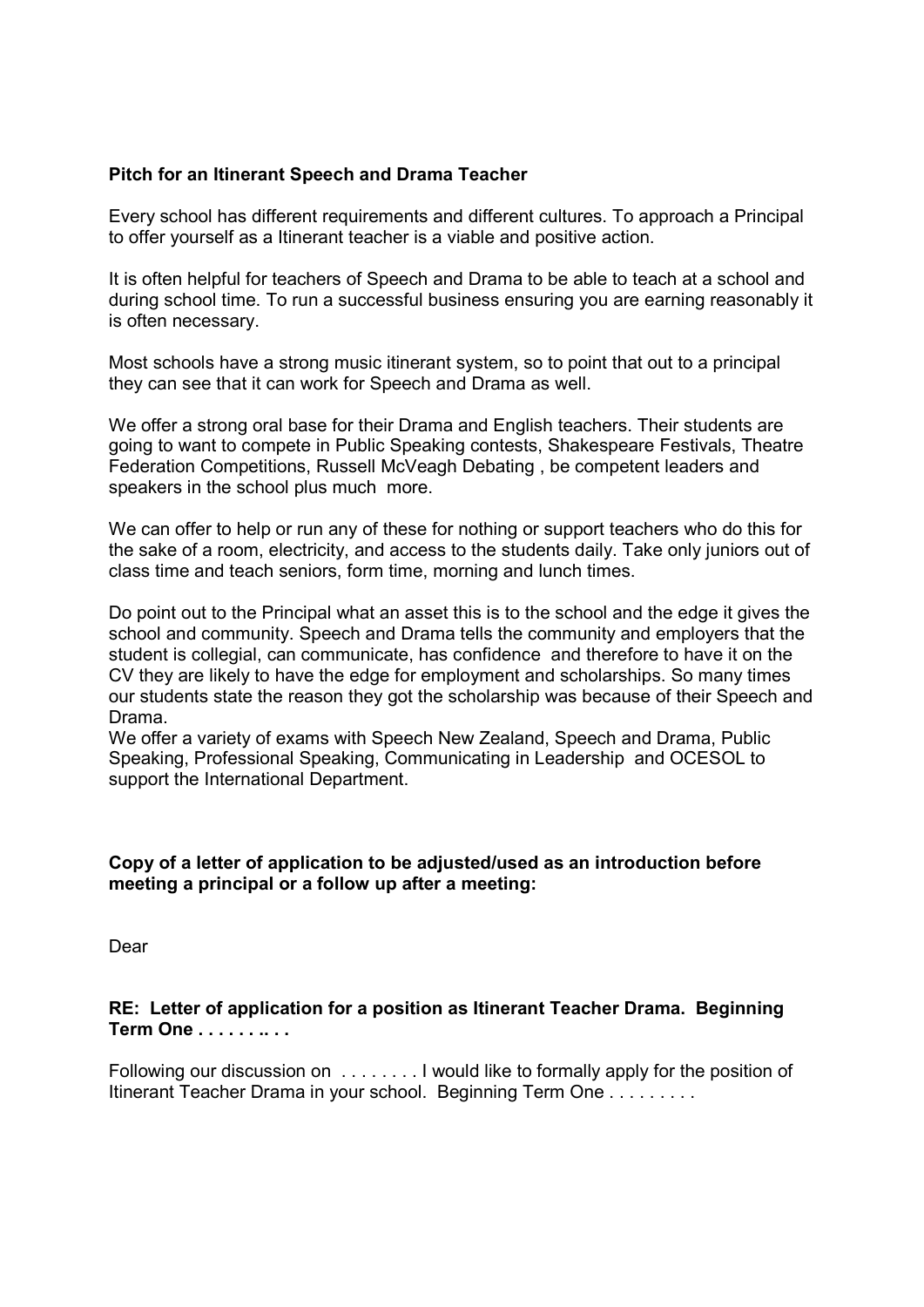**Pitch for an Itinerant Speech and Drama Teacher**

Every school has different requirements and different cultures. To approach a Principal to offer yourself as a Itinerant teacher is a viable and positive action.

It is often helpful for teachers of Speech and Drama to be able to teach at a school and during school time. To run a successful business ensuring you are earning reasonably it is often necessary.

Most schools have a strong music itinerant system, so to point that out to a principal they can see that it can work for Speech and Drama as well.

We offer a strong oral base for their Drama and English teachers. Their students are going to want to compete in Public Speaking contests, Shakespeare Festivals, Theatre Federation Competitions, Russell McVeagh Debating , be competent leaders and speakers in the school plus much more.

We can offer to help or run any of these for nothing or support teachers who do this for the sake of a room, electricity, and access to the students daily. Take only juniors out of class time and teach seniors, form time, morning and lunch times.

Do point out to the Principal what an asset this is to the school and the edge it gives the school and community. Speech and Drama tells the community and employers that the student is collegial, can communicate, has confidence and therefore to have it on the CV they are likely to have the edge for employment and scholarships. So many times our students state the reason they got the scholarship was because of their Speech and Drama.
We offer a variety of exams with Speech New Zealand, Speech and Drama, Public Speaking, Professional Speaking, Communicating in Leadership and OCESOL to support the International Department.

**Copy of a letter of application to be adjusted/used as an introduction before meeting a principal or a follow up after a meeting:**

Dear

**RE: Letter of application for a position as Itinerant Teacher Drama. Beginning Term One . . . . . . .. . .**

Following our discussion on . . . . . . . . I would like to formally apply for the position of Itinerant Teacher Drama in your school. Beginning Term One . . . . . . . . .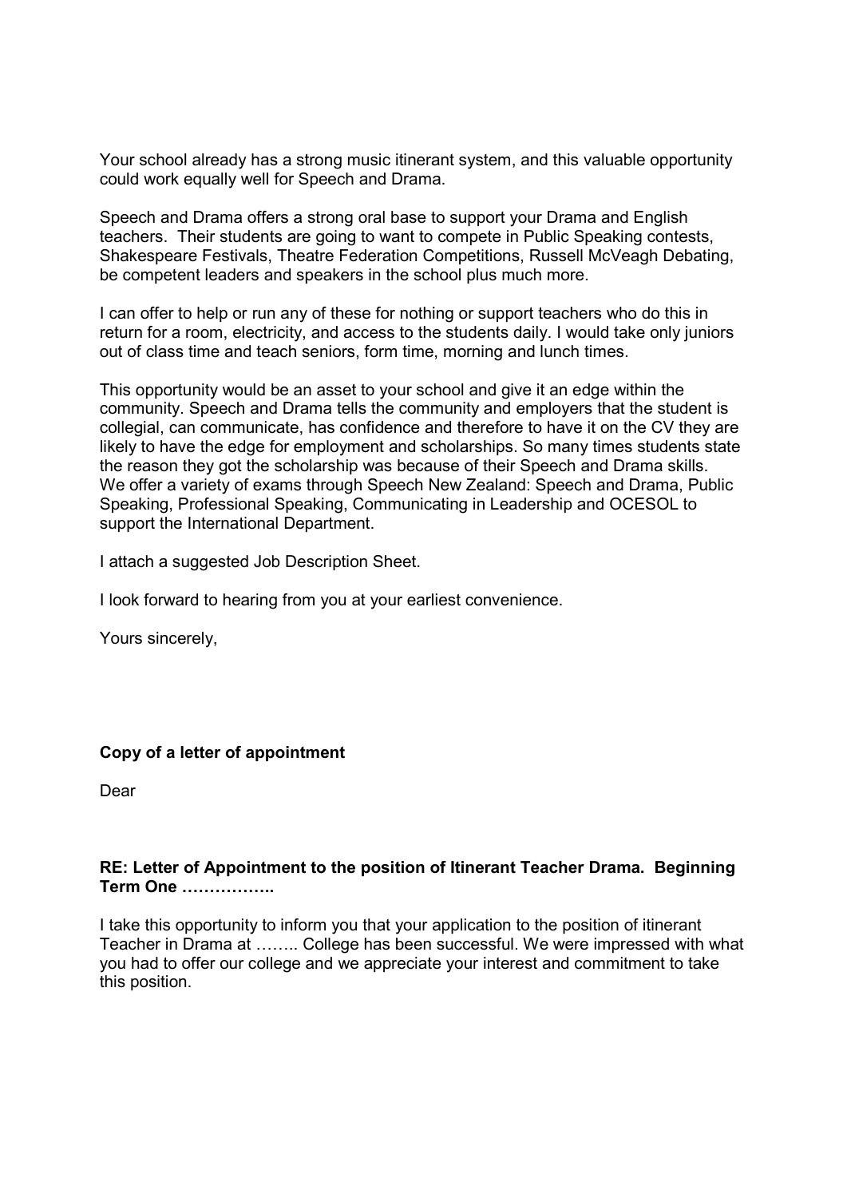Your school already has a strong music itinerant system, and this valuable opportunity could work equally well for Speech and Drama.

Speech and Drama offers a strong oral base to support your Drama and English teachers. Their students are going to want to compete in Public Speaking contests, Shakespeare Festivals, Theatre Federation Competitions, Russell McVeagh Debating, be competent leaders and speakers in the school plus much more.

I can offer to help or run any of these for nothing or support teachers who do this in return for a room, electricity, and access to the students daily. I would take only juniors out of class time and teach seniors, form time, morning and lunch times.

This opportunity would be an asset to your school and give it an edge within the community. Speech and Drama tells the community and employers that the student is collegial, can communicate, has confidence and therefore to have it on the CV they are likely to have the edge for employment and scholarships. So many times students state the reason they got the scholarship was because of their Speech and Drama skills. We offer a variety of exams through Speech New Zealand: Speech and Drama, Public Speaking, Professional Speaking, Communicating in Leadership and OCESOL to support the International Department.

I attach a suggested Job Description Sheet.

I look forward to hearing from you at your earliest convenience.

Yours sincerely,

**Copy of a letter of appointment**

Dear

**RE: Letter of Appointment to the position of Itinerant Teacher Drama. Beginning Term One ……………..**

I take this opportunity to inform you that your application to the position of itinerant Teacher in Drama at …….. College has been successful. We were impressed with what you had to offer our college and we appreciate your interest and commitment to take this position.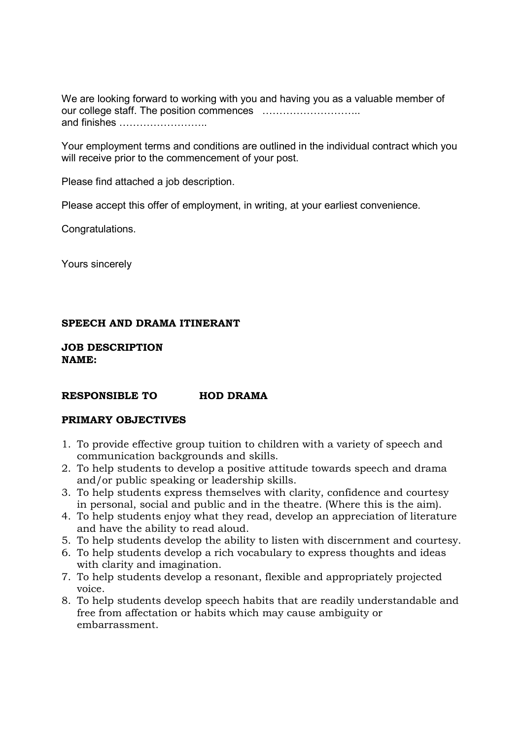We are looking forward to working with you and having you as a valuable member of our college staff. The position commences ……………………….. and finishes ……………………..

Your employment terms and conditions are outlined in the individual contract which you will receive prior to the commencement of your post.

Please find attached a job description.

Please accept this offer of employment, in writing, at your earliest convenience.

Congratulations.

Yours sincerely

**SPEECH AND DRAMA ITINERANT**

**JOB DESCRIPTION**
**NAME:**

**RESPONSIBLE TO HOD DRAMA**

**PRIMARY OBJECTIVES**

1. To provide effective group tuition to children with a variety of speech and communication backgrounds and skills.
2. To help students to develop a positive attitude towards speech and drama and/or public speaking or leadership skills.
3. To help students express themselves with clarity, confidence and courtesy in personal, social and public and in the theatre. (Where this is the aim).
4. To help students enjoy what they read, develop an appreciation of literature and have the ability to read aloud.
5. To help students develop the ability to listen with discernment and courtesy.
6. To help students develop a rich vocabulary to express thoughts and ideas with clarity and imagination.
7. To help students develop a resonant, flexible and appropriately projected voice.
8. To help students develop speech habits that are readily understandable and free from affectation or habits which may cause ambiguity or embarrassment.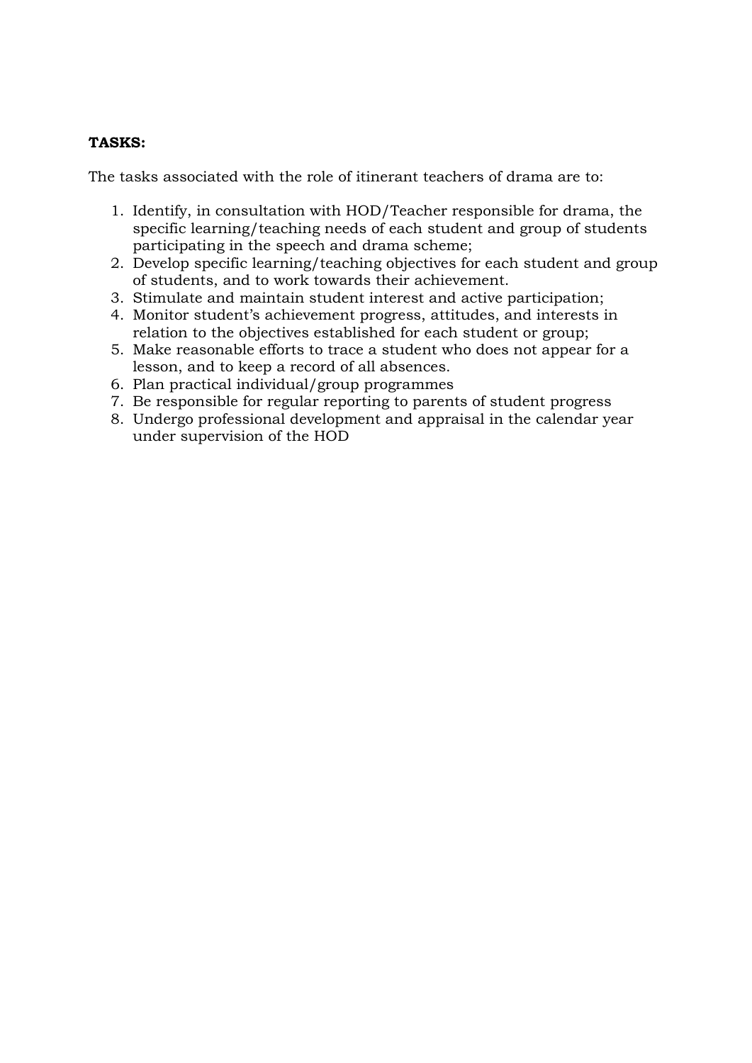**TASKS:**

The tasks associated with the role of itinerant teachers of drama are to:

1. Identify, in consultation with HOD/Teacher responsible for drama, the specific learning/teaching needs of each student and group of students participating in the speech and drama scheme;
2. Develop specific learning/teaching objectives for each student and group of students, and to work towards their achievement.
3. Stimulate and maintain student interest and active participation;
4. Monitor student's achievement progress, attitudes, and interests in relation to the objectives established for each student or group;
5. Make reasonable efforts to trace a student who does not appear for a lesson, and to keep a record of all absences.
6. Plan practical individual/group programmes
7. Be responsible for regular reporting to parents of student progress
8. Undergo professional development and appraisal in the calendar year under supervision of the HOD